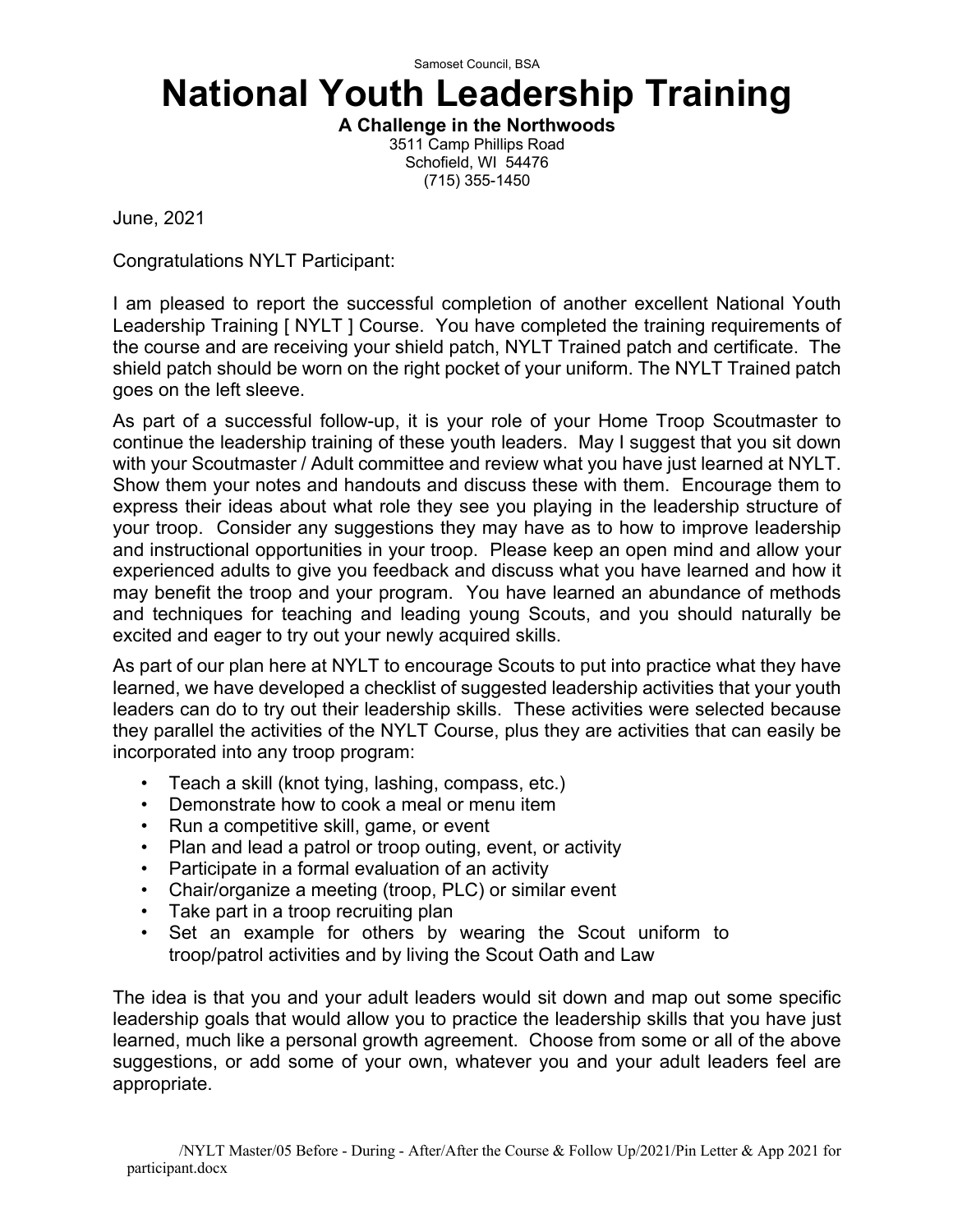Samoset Council, BSA

# National Youth Leadership Training

**A Challenge in the Northwoods**

3511 Camp Phillips Road
Schofield, WI 54476
(715) 355-1450

June, 2021

Congratulations NYLT Participant:

I am pleased to report the successful completion of another excellent National Youth Leadership Training [ NYLT ] Course. You have completed the training requirements of the course and are receiving your shield patch, NYLT Trained patch and certificate. The shield patch should be worn on the right pocket of your uniform. The NYLT Trained patch goes on the left sleeve.

As part of a successful follow-up, it is your role of your Home Troop Scoutmaster to continue the leadership training of these youth leaders. May I suggest that you sit down with your Scoutmaster / Adult committee and review what you have just learned at NYLT. Show them your notes and handouts and discuss these with them. Encourage them to express their ideas about what role they see you playing in the leadership structure of your troop. Consider any suggestions they may have as to how to improve leadership and instructional opportunities in your troop. Please keep an open mind and allow your experienced adults to give you feedback and discuss what you have learned and how it may benefit the troop and your program. You have learned an abundance of methods and techniques for teaching and leading young Scouts, and you should naturally be excited and eager to try out your newly acquired skills.

As part of our plan here at NYLT to encourage Scouts to put into practice what they have learned, we have developed a checklist of suggested leadership activities that your youth leaders can do to try out their leadership skills. These activities were selected because they parallel the activities of the NYLT Course, plus they are activities that can easily be incorporated into any troop program:

- Teach a skill (knot tying, lashing, compass, etc.)
- Demonstrate how to cook a meal or menu item
- Run a competitive skill, game, or event
- Plan and lead a patrol or troop outing, event, or activity
- Participate in a formal evaluation of an activity
- Chair/organize a meeting (troop, PLC) or similar event
- Take part in a troop recruiting plan
- Set an example for others by wearing the Scout uniform to troop/patrol activities and by living the Scout Oath and Law

The idea is that you and your adult leaders would sit down and map out some specific leadership goals that would allow you to practice the leadership skills that you have just learned, much like a personal growth agreement. Choose from some or all of the above suggestions, or add some of your own, whatever you and your adult leaders feel are appropriate.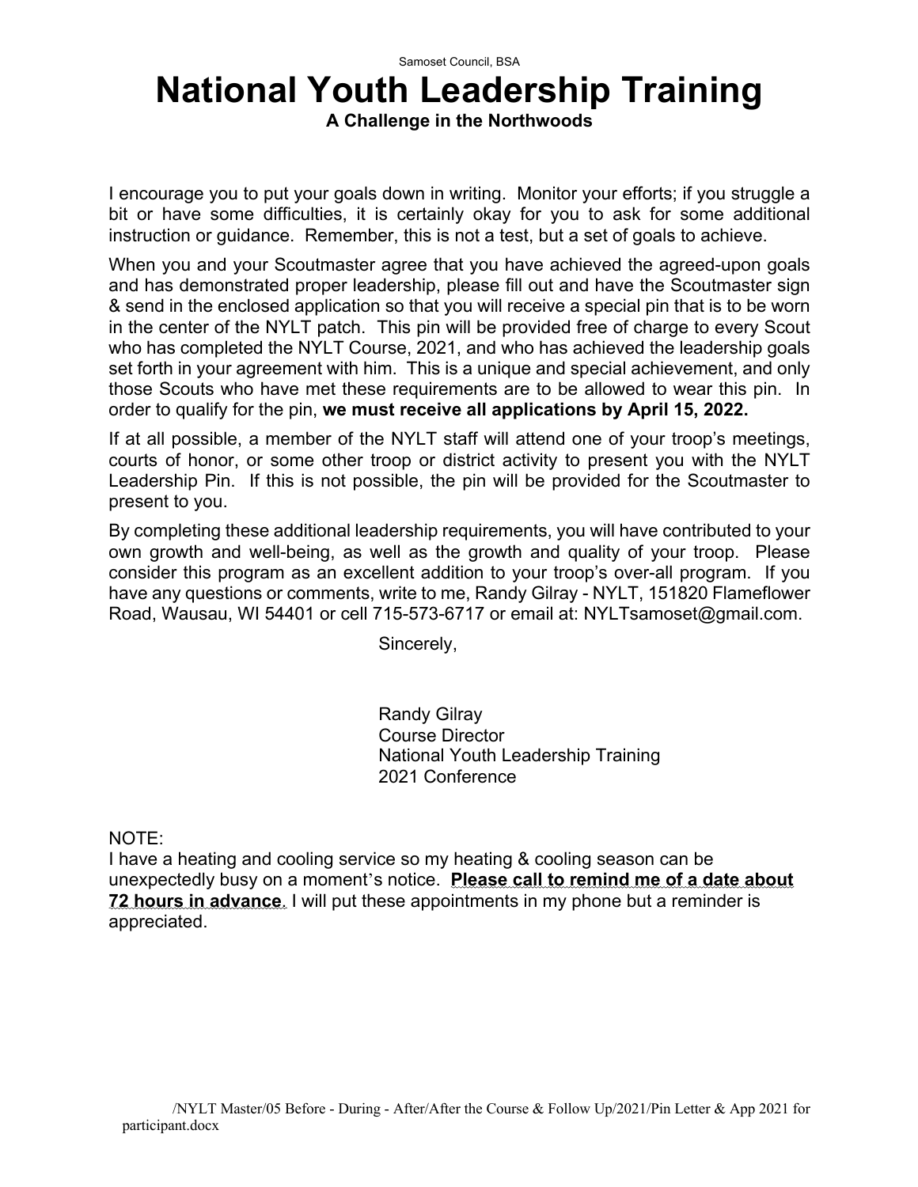Samoset Council, BSA

# National Youth Leadership Training

**A Challenge in the Northwoods**

I encourage you to put your goals down in writing. Monitor your efforts; if you struggle a bit or have some difficulties, it is certainly okay for you to ask for some additional instruction or guidance. Remember, this is not a test, but a set of goals to achieve.

When you and your Scoutmaster agree that you have achieved the agreed-upon goals and has demonstrated proper leadership, please fill out and have the Scoutmaster sign & send in the enclosed application so that you will receive a special pin that is to be worn in the center of the NYLT patch. This pin will be provided free of charge to every Scout who has completed the NYLT Course, 2021, and who has achieved the leadership goals set forth in your agreement with him. This is a unique and special achievement, and only those Scouts who have met these requirements are to be allowed to wear this pin. In order to qualify for the pin, **we must receive all applications by April 15, 2022.**

If at all possible, a member of the NYLT staff will attend one of your troop's meetings, courts of honor, or some other troop or district activity to present you with the NYLT Leadership Pin. If this is not possible, the pin will be provided for the Scoutmaster to present to you.

By completing these additional leadership requirements, you will have contributed to your own growth and well-being, as well as the growth and quality of your troop. Please consider this program as an excellent addition to your troop's over-all program. If you have any questions or comments, write to me, Randy Gilray - NYLT, 151820 Flameflower Road, Wausau, WI 54401 or cell 715-573-6717 or email at: NYLTsamoset@gmail.com.

Sincerely,

Randy Gilray
Course Director
National Youth Leadership Training
2021 Conference

NOTE:
I have a heating and cooling service so my heating & cooling season can be unexpectedly busy on a moment's notice. **Please call to remind me of a date about 72 hours in advance**. I will put these appointments in my phone but a reminder is appreciated.

/NYLT Master/05 Before - During - After/After the Course & Follow Up/2021/Pin Letter & App 2021 for participant.docx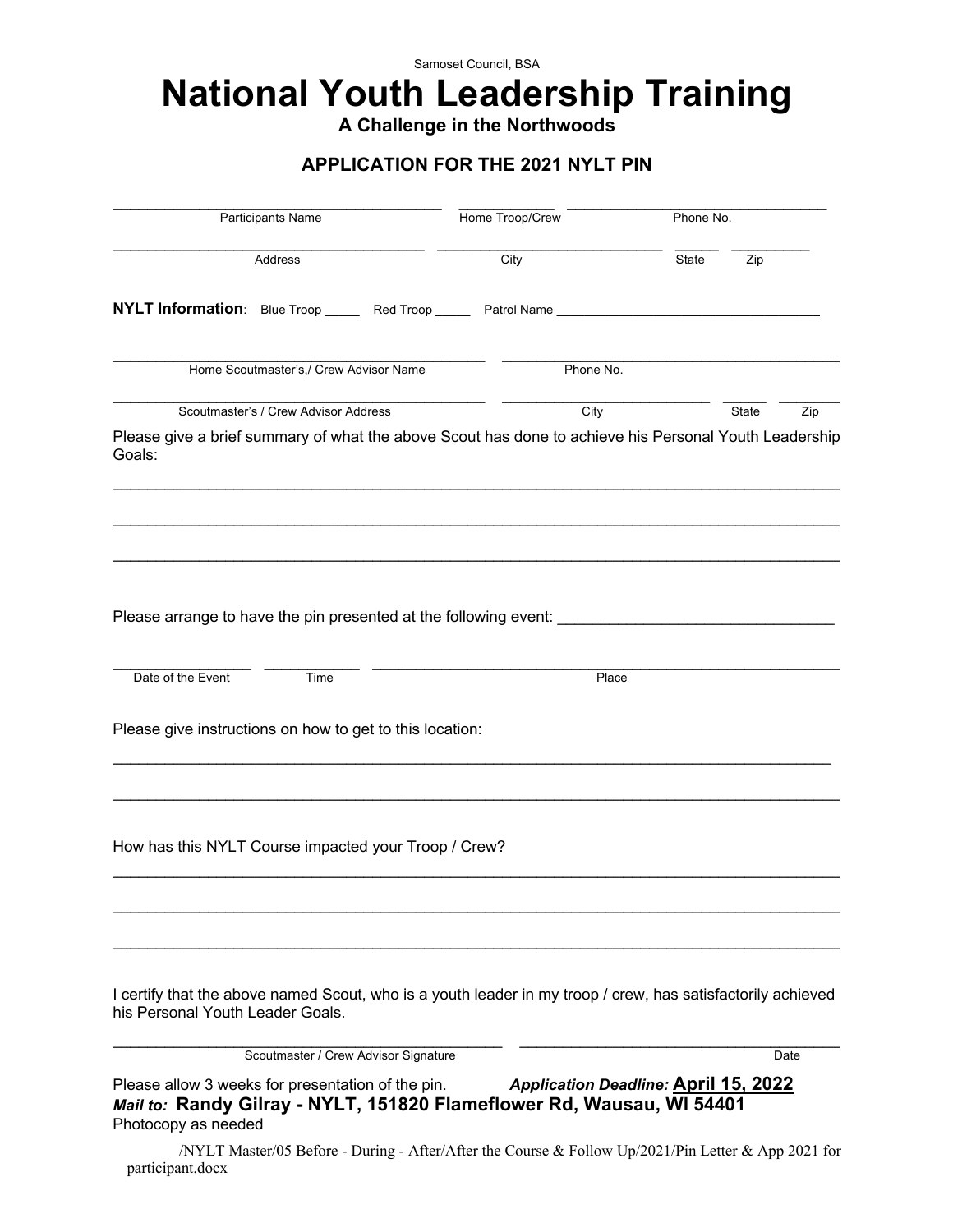Samoset Council, BSA

# National Youth Leadership Training

**A Challenge in the Northwoods**

## APPLICATION FOR THE 2021 NYLT PIN

_______________________________________ ____________ _______________________________
Participants Name Home Troop/Crew Phone No.

_______________________________________ ____________________________ ______ __________
Address City State Zip

**NYLT Information**: Blue Troop _____ Red Troop _____ Patrol Name ___________________________________

______________________________________________ ___________________________________________
Home Scoutmaster's,/ Crew Advisor Name Phone No.

______________________________________________ __________________________ ______ _______
Scoutmaster's / Crew Advisor Address City State Zip

Please give a brief summary of what the above Scout has done to achieve his Personal Youth Leadership Goals:

__________________________________________________________________________________________

__________________________________________________________________________________________

__________________________________________________________________________________________

Please arrange to have the pin presented at the following event: ________________________________

_________________ ____________ ___________________________________________________________
Date of the Event Time Place

Please give instructions on how to get to this location:

__________________________________________________________________________________________

__________________________________________________________________________________________

How has this NYLT Course impacted your Troop / Crew?

__________________________________________________________________________________________

__________________________________________________________________________________________

__________________________________________________________________________________________

I certify that the above named Scout, who is a youth leader in my troop / crew, has satisfactorily achieved his Personal Youth Leader Goals.

_________________________________________________ ________________________________________
Scoutmaster / Crew Advisor Signature Date

Please allow 3 weeks for presentation of the pin. ***Application Deadline:*** **April 15, 2022**

***Mail to:*** **Randy Gilray - NYLT, 151820 Flameflower Rd, Wausau, WI 54401**

Photocopy as needed

/NYLT Master/05 Before - During - After/After the Course & Follow Up/2021/Pin Letter & App 2021 for participant.docx